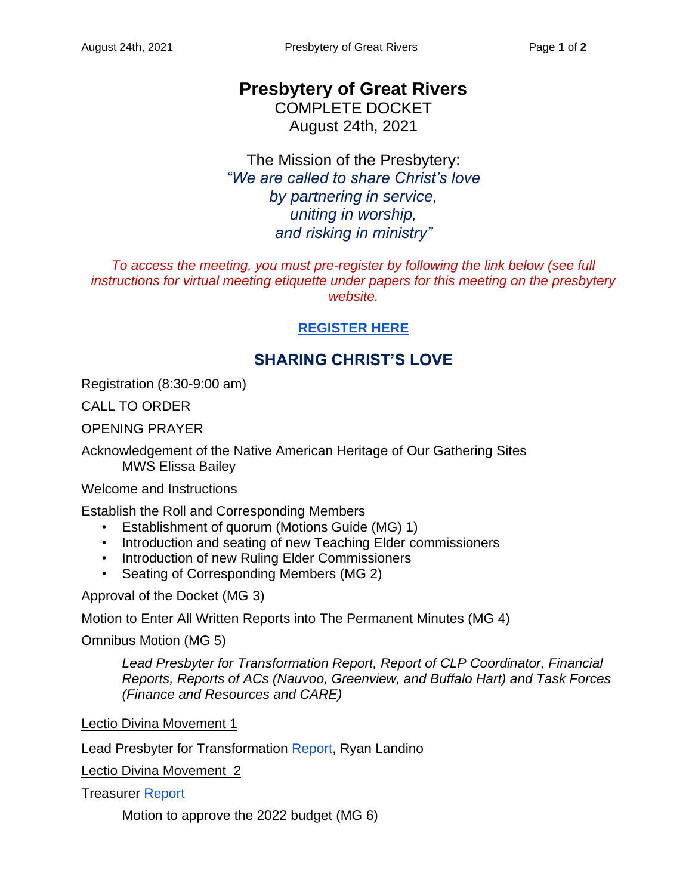# Presbytery of Great Rivers

COMPLETE DOCKET
August 24th, 2021

The Mission of the Presbytery:
*"We are called to share Christ's love*
*by partnering in service,*
*uniting in worship,*
*and risking in ministry"*

*To access the meeting, you must pre-register by following the link below (see full instructions for virtual meeting etiquette under papers for this meeting on the presbytery website.*

**REGISTER HERE**

## SHARING CHRIST'S LOVE

Registration (8:30-9:00 am)

CALL TO ORDER

OPENING PRAYER

Acknowledgement of the Native American Heritage of Our Gathering Sites
MWS Elissa Bailey

Welcome and Instructions

Establish the Roll and Corresponding Members

- Establishment of quorum (Motions Guide (MG) 1)
- Introduction and seating of new Teaching Elder commissioners
- Introduction of new Ruling Elder Commissioners
- Seating of Corresponding Members (MG 2)

Approval of the Docket (MG 3)

Motion to Enter All Written Reports into The Permanent Minutes (MG 4)

Omnibus Motion (MG 5)

*Lead Presbyter for Transformation Report, Report of CLP Coordinator, Financial Reports, Reports of ACs (Nauvoo, Greenview, and Buffalo Hart) and Task Forces (Finance and Resources and CARE)*

Lectio Divina Movement 1

Lead Presbyter for Transformation Report, Ryan Landino

Lectio Divina Movement 2

Treasurer Report

Motion to approve the 2022 budget (MG 6)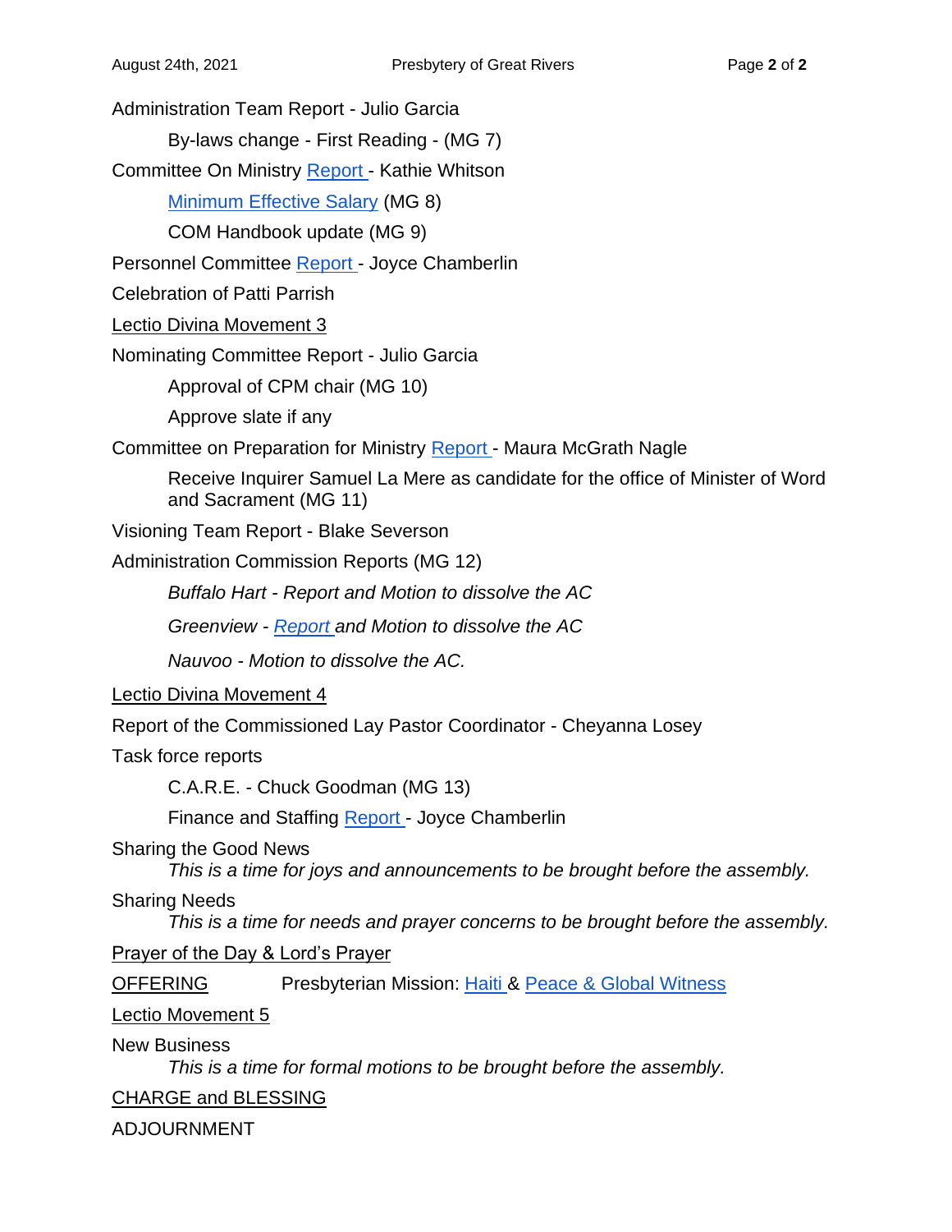Administration Team Report - Julio Garcia

By-laws change - First Reading - (MG 7)

Committee On Ministry Report - Kathie Whitson

Minimum Effective Salary (MG 8)

COM Handbook update (MG 9)

Personnel Committee Report - Joyce Chamberlin

Celebration of Patti Parrish

Lectio Divina Movement 3

Nominating Committee Report - Julio Garcia

Approval of CPM chair (MG 10)

Approve slate if any

Committee on Preparation for Ministry Report - Maura McGrath Nagle

Receive Inquirer Samuel La Mere as candidate for the office of Minister of Word and Sacrament (MG 11)

Visioning Team Report - Blake Severson

Administration Commission Reports (MG 12)

*Buffalo Hart - Report and Motion to dissolve the AC*

*Greenview - Report and Motion to dissolve the AC*

*Nauvoo - Motion to dissolve the AC.*

Lectio Divina Movement 4

Report of the Commissioned Lay Pastor Coordinator - Cheyanna Losey

Task force reports

C.A.R.E. - Chuck Goodman (MG 13)

Finance and Staffing Report - Joyce Chamberlin

Sharing the Good News

*This is a time for joys and announcements to be brought before the assembly.*

Sharing Needs

*This is a time for needs and prayer concerns to be brought before the assembly.*

Prayer of the Day & Lord's Prayer

OFFERING Presbyterian Mission: Haiti & Peace & Global Witness

Lectio Movement 5

New Business

*This is a time for formal motions to be brought before the assembly.*

CHARGE and BLESSING

ADJOURNMENT